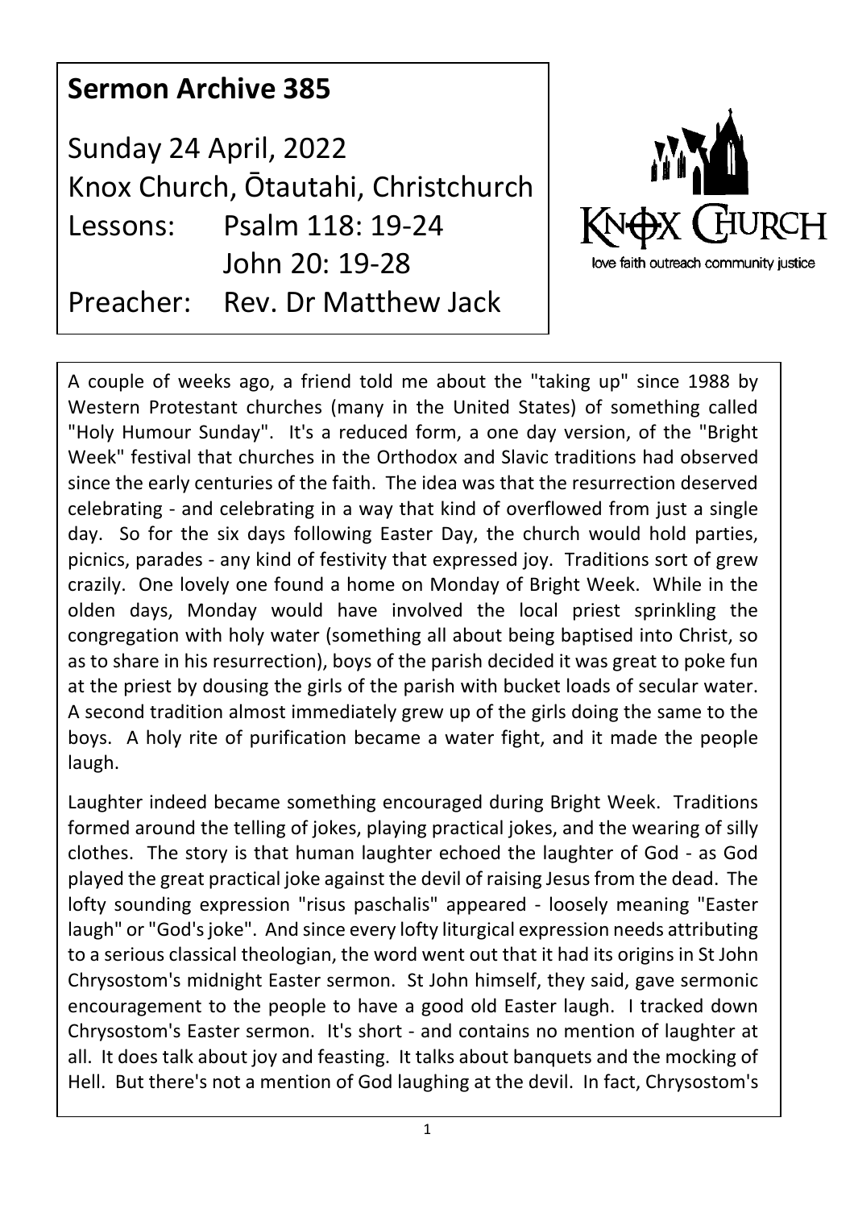# Sermon Archive 385

Sunday 24 April, 2022
Knox Church, Ōtautahi, Christchurch
Lessons: Psalm 118: 19-24
John 20: 19-28
Preacher: Rev. Dr Matthew Jack

KNOX CHURCH
love faith outreach community justice

A couple of weeks ago, a friend told me about the "taking up" since 1988 by Western Protestant churches (many in the United States) of something called "Holy Humour Sunday". It's a reduced form, a one day version, of the "Bright Week" festival that churches in the Orthodox and Slavic traditions had observed since the early centuries of the faith. The idea was that the resurrection deserved celebrating - and celebrating in a way that kind of overflowed from just a single day. So for the six days following Easter Day, the church would hold parties, picnics, parades - any kind of festivity that expressed joy. Traditions sort of grew crazily. One lovely one found a home on Monday of Bright Week. While in the olden days, Monday would have involved the local priest sprinkling the congregation with holy water (something all about being baptised into Christ, so as to share in his resurrection), boys of the parish decided it was great to poke fun at the priest by dousing the girls of the parish with bucket loads of secular water. A second tradition almost immediately grew up of the girls doing the same to the boys. A holy rite of purification became a water fight, and it made the people laugh.

Laughter indeed became something encouraged during Bright Week. Traditions formed around the telling of jokes, playing practical jokes, and the wearing of silly clothes. The story is that human laughter echoed the laughter of God - as God played the great practical joke against the devil of raising Jesus from the dead. The lofty sounding expression "risus paschalis" appeared - loosely meaning "Easter laugh" or "God's joke". And since every lofty liturgical expression needs attributing to a serious classical theologian, the word went out that it had its origins in St John Chrysostom's midnight Easter sermon. St John himself, they said, gave sermonic encouragement to the people to have a good old Easter laugh. I tracked down Chrysostom's Easter sermon. It's short - and contains no mention of laughter at all. It does talk about joy and feasting. It talks about banquets and the mocking of Hell. But there's not a mention of God laughing at the devil. In fact, Chrysostom's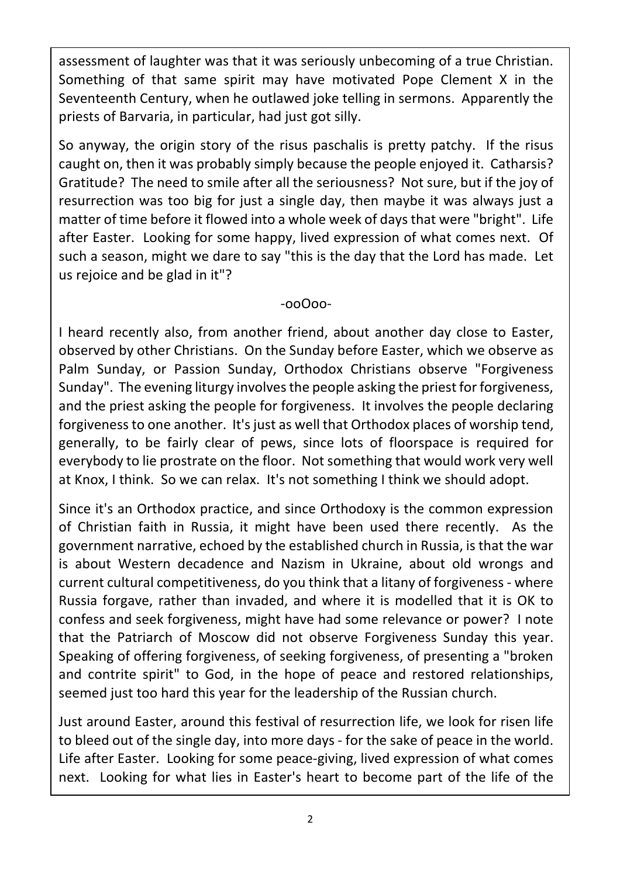assessment of laughter was that it was seriously unbecoming of a true Christian. Something of that same spirit may have motivated Pope Clement X in the Seventeenth Century, when he outlawed joke telling in sermons. Apparently the priests of Barvaria, in particular, had just got silly.

So anyway, the origin story of the risus paschalis is pretty patchy. If the risus caught on, then it was probably simply because the people enjoyed it. Catharsis? Gratitude? The need to smile after all the seriousness? Not sure, but if the joy of resurrection was too big for just a single day, then maybe it was always just a matter of time before it flowed into a whole week of days that were "bright". Life after Easter. Looking for some happy, lived expression of what comes next. Of such a season, might we dare to say "this is the day that the Lord has made. Let us rejoice and be glad in it"?

-ooOoo-

I heard recently also, from another friend, about another day close to Easter, observed by other Christians. On the Sunday before Easter, which we observe as Palm Sunday, or Passion Sunday, Orthodox Christians observe "Forgiveness Sunday". The evening liturgy involves the people asking the priest for forgiveness, and the priest asking the people for forgiveness. It involves the people declaring forgiveness to one another. It's just as well that Orthodox places of worship tend, generally, to be fairly clear of pews, since lots of floorspace is required for everybody to lie prostrate on the floor. Not something that would work very well at Knox, I think. So we can relax. It's not something I think we should adopt.

Since it's an Orthodox practice, and since Orthodoxy is the common expression of Christian faith in Russia, it might have been used there recently. As the government narrative, echoed by the established church in Russia, is that the war is about Western decadence and Nazism in Ukraine, about old wrongs and current cultural competitiveness, do you think that a litany of forgiveness - where Russia forgave, rather than invaded, and where it is modelled that it is OK to confess and seek forgiveness, might have had some relevance or power? I note that the Patriarch of Moscow did not observe Forgiveness Sunday this year. Speaking of offering forgiveness, of seeking forgiveness, of presenting a "broken and contrite spirit" to God, in the hope of peace and restored relationships, seemed just too hard this year for the leadership of the Russian church.

Just around Easter, around this festival of resurrection life, we look for risen life to bleed out of the single day, into more days - for the sake of peace in the world. Life after Easter. Looking for some peace-giving, lived expression of what comes next. Looking for what lies in Easter's heart to become part of the life of the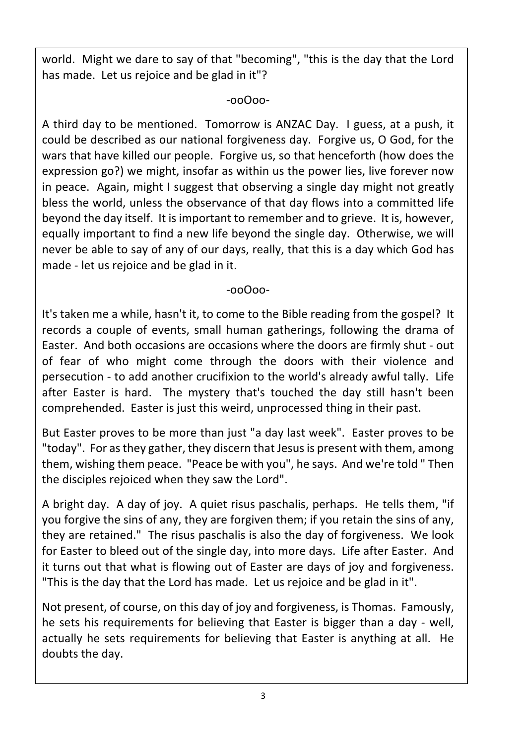world. Might we dare to say of that "becoming", "this is the day that the Lord has made. Let us rejoice and be glad in it"?

-ooOoo-

A third day to be mentioned. Tomorrow is ANZAC Day. I guess, at a push, it could be described as our national forgiveness day. Forgive us, O God, for the wars that have killed our people. Forgive us, so that henceforth (how does the expression go?) we might, insofar as within us the power lies, live forever now in peace. Again, might I suggest that observing a single day might not greatly bless the world, unless the observance of that day flows into a committed life beyond the day itself. It is important to remember and to grieve. It is, however, equally important to find a new life beyond the single day. Otherwise, we will never be able to say of any of our days, really, that this is a day which God has made - let us rejoice and be glad in it.

-ooOoo-

It's taken me a while, hasn't it, to come to the Bible reading from the gospel? It records a couple of events, small human gatherings, following the drama of Easter. And both occasions are occasions where the doors are firmly shut - out of fear of who might come through the doors with their violence and persecution - to add another crucifixion to the world's already awful tally. Life after Easter is hard. The mystery that's touched the day still hasn't been comprehended. Easter is just this weird, unprocessed thing in their past.

But Easter proves to be more than just "a day last week". Easter proves to be "today". For as they gather, they discern that Jesus is present with them, among them, wishing them peace. "Peace be with you", he says. And we're told " Then the disciples rejoiced when they saw the Lord".

A bright day. A day of joy. A quiet risus paschalis, perhaps. He tells them, "if you forgive the sins of any, they are forgiven them; if you retain the sins of any, they are retained." The risus paschalis is also the day of forgiveness. We look for Easter to bleed out of the single day, into more days. Life after Easter. And it turns out that what is flowing out of Easter are days of joy and forgiveness. "This is the day that the Lord has made. Let us rejoice and be glad in it".

Not present, of course, on this day of joy and forgiveness, is Thomas. Famously, he sets his requirements for believing that Easter is bigger than a day - well, actually he sets requirements for believing that Easter is anything at all. He doubts the day.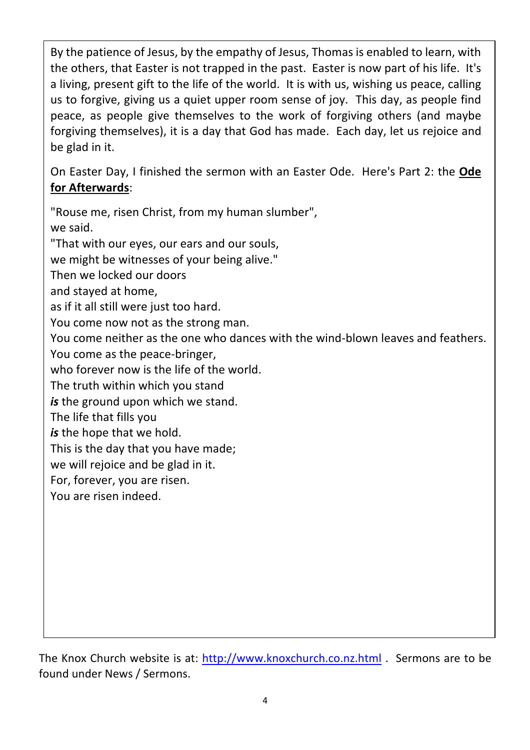By the patience of Jesus, by the empathy of Jesus, Thomas is enabled to learn, with the others, that Easter is not trapped in the past. Easter is now part of his life. It's a living, present gift to the life of the world. It is with us, wishing us peace, calling us to forgive, giving us a quiet upper room sense of joy. This day, as people find peace, as people give themselves to the work of forgiving others (and maybe forgiving themselves), it is a day that God has made. Each day, let us rejoice and be glad in it.

On Easter Day, I finished the sermon with an Easter Ode. Here's Part 2: the **Ode for Afterwards**:

"Rouse me, risen Christ, from my human slumber",  
we said.  
"That with our eyes, our ears and our souls,  
we might be witnesses of your being alive."  
Then we locked our doors  
and stayed at home,  
as if it all still were just too hard.  
You come now not as the strong man.  
You come neither as the one who dances with the wind-blown leaves and feathers.  
You come as the peace-bringer,  
who forever now is the life of the world.  
The truth within which you stand  
***is*** the ground upon which we stand.  
The life that fills you  
***is*** the hope that we hold.  
This is the day that you have made;  
we will rejoice and be glad in it.  
For, forever, you are risen.  
You are risen indeed.

The Knox Church website is at: http://www.knoxchurch.co.nz.html . Sermons are to be found under News / Sermons.